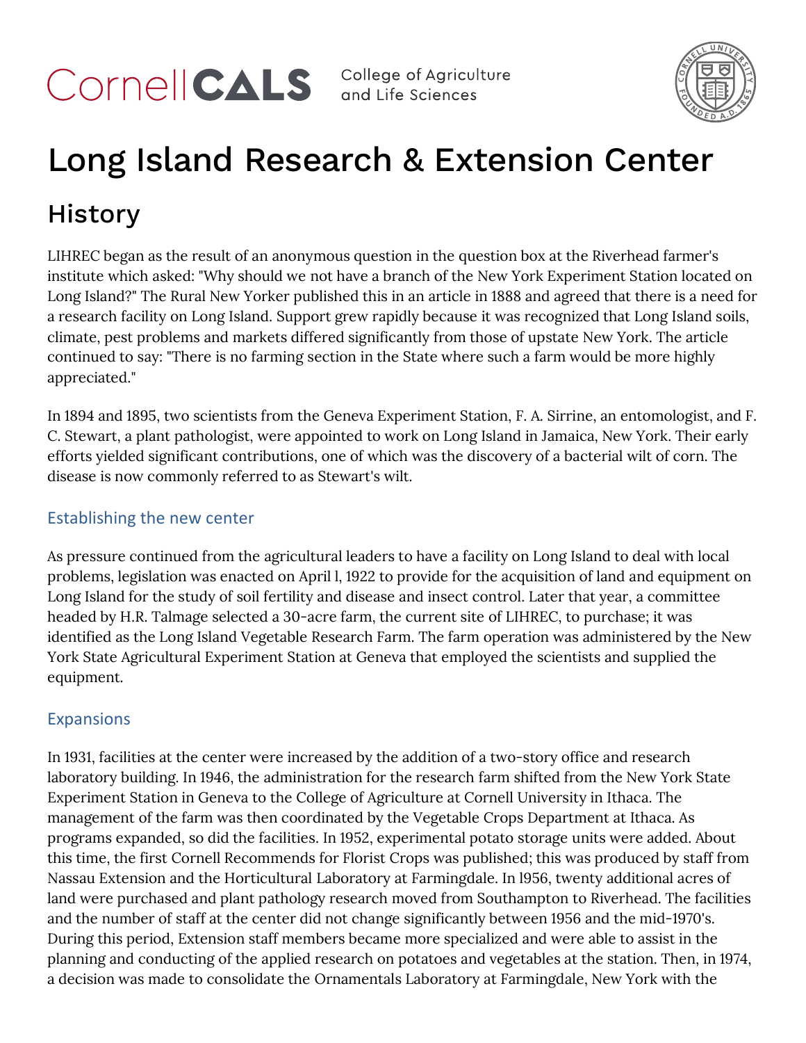Cornell CALS College of Agriculture and Life Sciences

# Long Island Research & Extension Center

## History

LIHREC began as the result of an anonymous question in the question box at the Riverhead farmer's institute which asked: "Why should we not have a branch of the New York Experiment Station located on Long Island?" The Rural New Yorker published this in an article in 1888 and agreed that there is a need for a research facility on Long Island. Support grew rapidly because it was recognized that Long Island soils, climate, pest problems and markets differed significantly from those of upstate New York. The article continued to say: "There is no farming section in the State where such a farm would be more highly appreciated."

In 1894 and 1895, two scientists from the Geneva Experiment Station, F. A. Sirrine, an entomologist, and F. C. Stewart, a plant pathologist, were appointed to work on Long Island in Jamaica, New York. Their early efforts yielded significant contributions, one of which was the discovery of a bacterial wilt of corn. The disease is now commonly referred to as Stewart's wilt.

### Establishing the new center

As pressure continued from the agricultural leaders to have a facility on Long Island to deal with local problems, legislation was enacted on April l, 1922 to provide for the acquisition of land and equipment on Long Island for the study of soil fertility and disease and insect control. Later that year, a committee headed by H.R. Talmage selected a 30-acre farm, the current site of LIHREC, to purchase; it was identified as the Long Island Vegetable Research Farm. The farm operation was administered by the New York State Agricultural Experiment Station at Geneva that employed the scientists and supplied the equipment.

### Expansions

In 1931, facilities at the center were increased by the addition of a two-story office and research laboratory building. In 1946, the administration for the research farm shifted from the New York State Experiment Station in Geneva to the College of Agriculture at Cornell University in Ithaca. The management of the farm was then coordinated by the Vegetable Crops Department at Ithaca. As programs expanded, so did the facilities. In 1952, experimental potato storage units were added. About this time, the first Cornell Recommends for Florist Crops was published; this was produced by staff from Nassau Extension and the Horticultural Laboratory at Farmingdale. In l956, twenty additional acres of land were purchased and plant pathology research moved from Southampton to Riverhead. The facilities and the number of staff at the center did not change significantly between 1956 and the mid-1970's. During this period, Extension staff members became more specialized and were able to assist in the planning and conducting of the applied research on potatoes and vegetables at the station. Then, in 1974, a decision was made to consolidate the Ornamentals Laboratory at Farmingdale, New York with the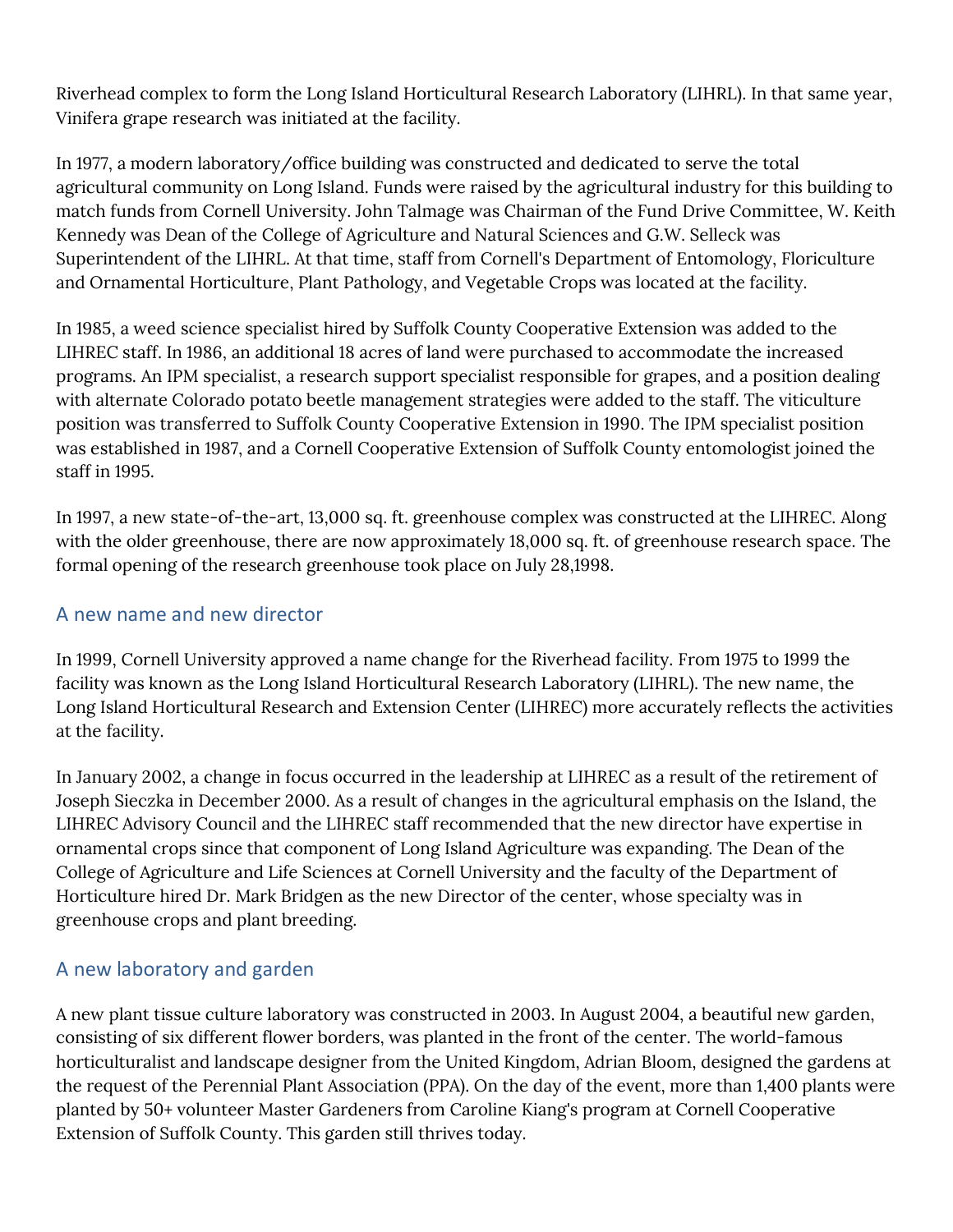Riverhead complex to form the Long Island Horticultural Research Laboratory (LIHRL). In that same year, Vinifera grape research was initiated at the facility.

In 1977, a modern laboratory/office building was constructed and dedicated to serve the total agricultural community on Long Island. Funds were raised by the agricultural industry for this building to match funds from Cornell University. John Talmage was Chairman of the Fund Drive Committee, W. Keith Kennedy was Dean of the College of Agriculture and Natural Sciences and G.W. Selleck was Superintendent of the LIHRL. At that time, staff from Cornell's Department of Entomology, Floriculture and Ornamental Horticulture, Plant Pathology, and Vegetable Crops was located at the facility.

In 1985, a weed science specialist hired by Suffolk County Cooperative Extension was added to the LIHREC staff. In 1986, an additional 18 acres of land were purchased to accommodate the increased programs. An IPM specialist, a research support specialist responsible for grapes, and a position dealing with alternate Colorado potato beetle management strategies were added to the staff. The viticulture position was transferred to Suffolk County Cooperative Extension in 1990. The IPM specialist position was established in 1987, and a Cornell Cooperative Extension of Suffolk County entomologist joined the staff in 1995.

In 1997, a new state-of-the-art, 13,000 sq. ft. greenhouse complex was constructed at the LIHREC. Along with the older greenhouse, there are now approximately 18,000 sq. ft. of greenhouse research space. The formal opening of the research greenhouse took place on July 28,1998.

## A new name and new director

In 1999, Cornell University approved a name change for the Riverhead facility. From 1975 to 1999 the facility was known as the Long Island Horticultural Research Laboratory (LIHRL). The new name, the Long Island Horticultural Research and Extension Center (LIHREC) more accurately reflects the activities at the facility.

In January 2002, a change in focus occurred in the leadership at LIHREC as a result of the retirement of Joseph Sieczka in December 2000. As a result of changes in the agricultural emphasis on the Island, the LIHREC Advisory Council and the LIHREC staff recommended that the new director have expertise in ornamental crops since that component of Long Island Agriculture was expanding. The Dean of the College of Agriculture and Life Sciences at Cornell University and the faculty of the Department of Horticulture hired Dr. Mark Bridgen as the new Director of the center, whose specialty was in greenhouse crops and plant breeding.

## A new laboratory and garden

A new plant tissue culture laboratory was constructed in 2003. In August 2004, a beautiful new garden, consisting of six different flower borders, was planted in the front of the center. The world-famous horticulturalist and landscape designer from the United Kingdom, Adrian Bloom, designed the gardens at the request of the Perennial Plant Association (PPA). On the day of the event, more than 1,400 plants were planted by 50+ volunteer Master Gardeners from Caroline Kiang's program at Cornell Cooperative Extension of Suffolk County. This garden still thrives today.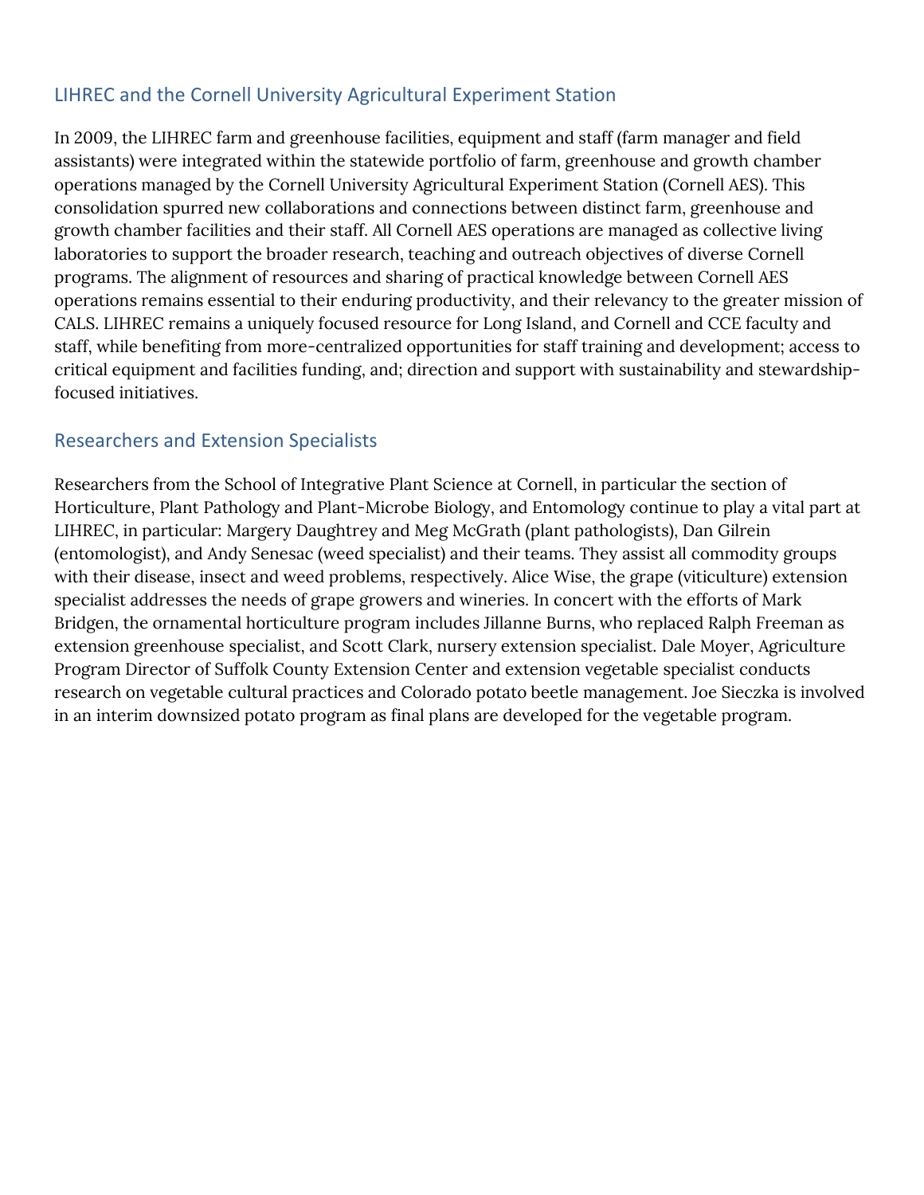## LIHREC and the Cornell University Agricultural Experiment Station

In 2009, the LIHREC farm and greenhouse facilities, equipment and staff (farm manager and field assistants) were integrated within the statewide portfolio of farm, greenhouse and growth chamber operations managed by the Cornell University Agricultural Experiment Station (Cornell AES). This consolidation spurred new collaborations and connections between distinct farm, greenhouse and growth chamber facilities and their staff. All Cornell AES operations are managed as collective living laboratories to support the broader research, teaching and outreach objectives of diverse Cornell programs. The alignment of resources and sharing of practical knowledge between Cornell AES operations remains essential to their enduring productivity, and their relevancy to the greater mission of CALS. LIHREC remains a uniquely focused resource for Long Island, and Cornell and CCE faculty and staff, while benefiting from more-centralized opportunities for staff training and development; access to critical equipment and facilities funding, and; direction and support with sustainability and stewardship-focused initiatives.

## Researchers and Extension Specialists

Researchers from the School of Integrative Plant Science at Cornell, in particular the section of Horticulture, Plant Pathology and Plant-Microbe Biology, and Entomology continue to play a vital part at LIHREC, in particular: Margery Daughtrey and Meg McGrath (plant pathologists), Dan Gilrein (entomologist), and Andy Senesac (weed specialist) and their teams. They assist all commodity groups with their disease, insect and weed problems, respectively. Alice Wise, the grape (viticulture) extension specialist addresses the needs of grape growers and wineries. In concert with the efforts of Mark Bridgen, the ornamental horticulture program includes Jillanne Burns, who replaced Ralph Freeman as extension greenhouse specialist, and Scott Clark, nursery extension specialist. Dale Moyer, Agriculture Program Director of Suffolk County Extension Center and extension vegetable specialist conducts research on vegetable cultural practices and Colorado potato beetle management. Joe Sieczka is involved in an interim downsized potato program as final plans are developed for the vegetable program.